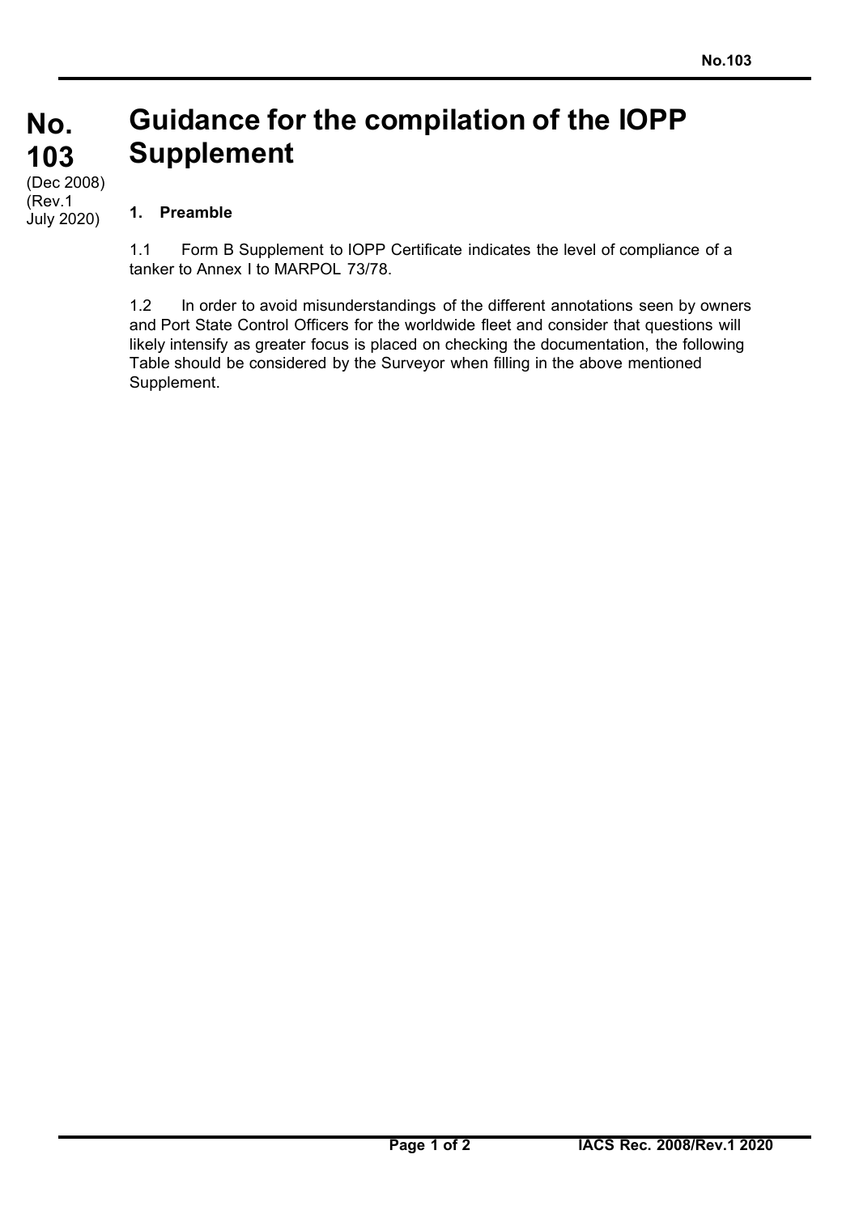# No. 103

(Dec 2008)
(Rev.1 July 2020)

# Guidance for the compilation of the IOPP Supplement

## 1. Preamble

1.1 Form B Supplement to IOPP Certificate indicates the level of compliance of a tanker to Annex I to MARPOL 73/78.

1.2 In order to avoid misunderstandings of the different annotations seen by owners and Port State Control Officers for the worldwide fleet and consider that questions will likely intensify as greater focus is placed on checking the documentation, the following Table should be considered by the Surveyor when filling in the above mentioned Supplement.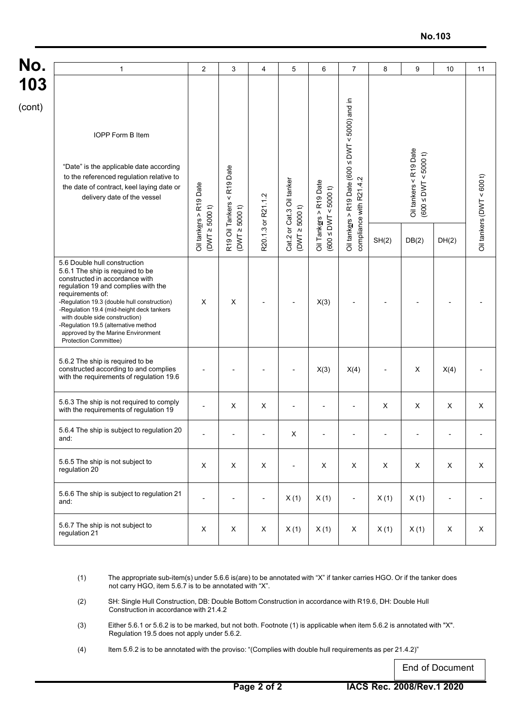**No. 103 (cont)**

| 1 | 2 | 3 | 4 | 5 | 6 | 7 | 8 | 9 | 10 | 11 |
|---|---|---|---|---|---|---|---|---|---|---|
| IOPP Form B Item<br><br>"Date" is the applicable date according to the referenced regulation relative to the date of contract, keel laying date or delivery date of the vessel | Oil tankers > R19 Date (DWT ≥ 5000 t) | R19 Oil Tankers < R19 Date (DWT ≥ 5000 t) | R20.1.3 or R21.1.2 | Cat.2 or Cat.3 Oil tanker (DWT ≥ 5000 t) | Oil Tankers > R19 Date (600 ≤ DWT < 5000 t) | Oil tankers > R19 Date (600 ≤ DWT < 5000) and in compliance with R21.4.2 | Oil tankers < R19 Date (600 ≤ DWT < 5000 t) | | | Oil tankers (DWT < 600 t) |
| | | | | | | | SH(2) | DB(2) | DH(2) | |
| 5.6 Double hull construction<br>5.6.1 The ship is required to be constructed in accordance with regulation 19 and complies with the requirements of:<br>-Regulation 19.3 (double hull construction)<br>-Regulation 19.4 (mid-height deck tankers with double side construction)<br>-Regulation 19.5 (alternative method approved by the Marine Environment Protection Committee) | X | X | - | - | X(3) | - | - | - | - | - |
| 5.6.2 The ship is required to be constructed according to and complies with the requirements of regulation 19.6 | - | - | - | - | X(3) | X(4) | - | X | X(4) | - |
| 5.6.3 The ship is not required to comply with the requirements of regulation 19 | - | X | X | - | - | - | X | X | X | X |
| 5.6.4 The ship is subject to regulation 20 and: | - | - | - | X | - | - | - | - | - | - |
| 5.6.5 The ship is not subject to regulation 20 | X | X | X | - | X | X | X | X | X | X |
| 5.6.6 The ship is subject to regulation 21 and: | - | - | - | X (1) | X (1) | - | X (1) | X (1) | - | - |
| 5.6.7 The ship is not subject to regulation 21 | X | X | X | X (1) | X (1) | X | X (1) | X (1) | X | X |

(1) The appropriate sub-item(s) under 5.6.6 is(are) to be annotated with "X" if tanker carries HGO. Or if the tanker does not carry HGO, item 5.6.7 is to be annotated with "X".

(2) SH: Single Hull Construction, DB: Double Bottom Construction in accordance with R19.6, DH: Double Hull Construction in accordance with 21.4.2

(3) Either 5.6.1 or 5.6.2 is to be marked, but not both. Footnote (1) is applicable when item 5.6.2 is annotated with "X". Regulation 19.5 does not apply under 5.6.2.

(4) Item 5.6.2 is to be annotated with the proviso: "(Complies with double hull requirements as per 21.4.2)"

End of Document